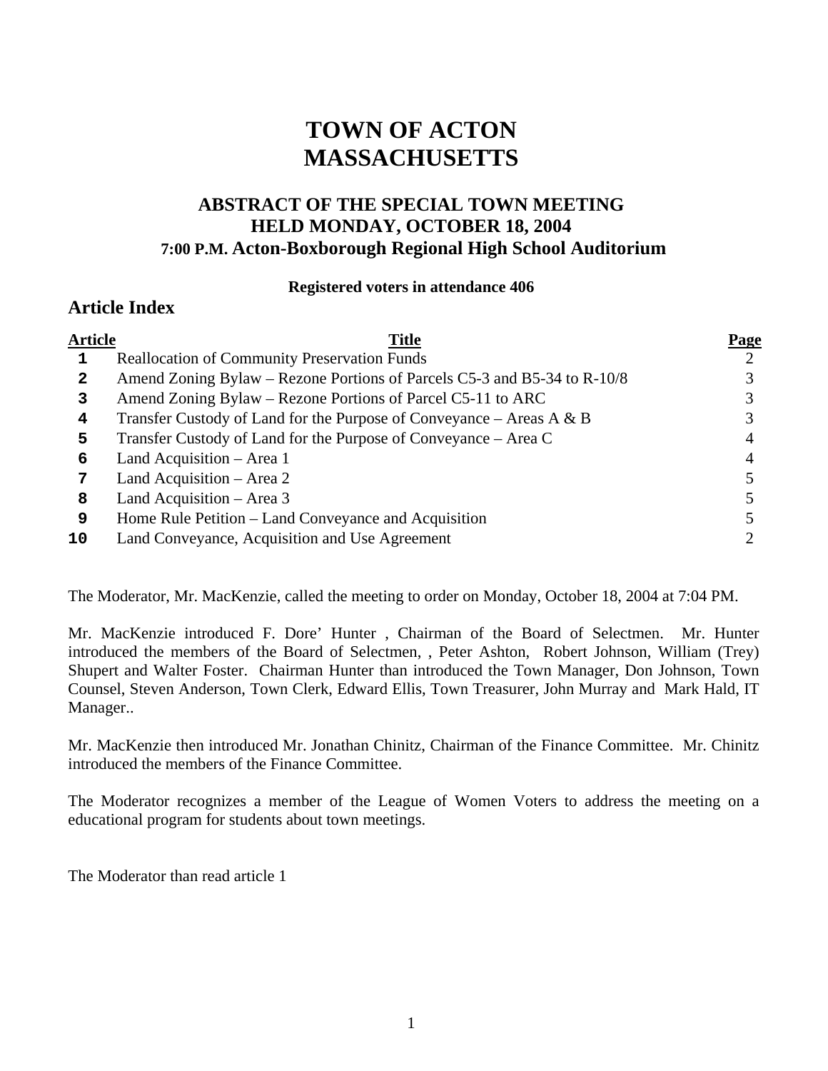# TOWN OF ACTON
# MASSACHUSETTS

## ABSTRACT OF THE SPECIAL TOWN MEETING
## HELD MONDAY, OCTOBER 18, 2004
## 7:00 P.M. Acton-Boxborough Regional High School Auditorium

**Registered voters in attendance 406**

## Article Index

| Article | Title | Page |
|---|---|---|
| 1 | Reallocation of Community Preservation Funds | 2 |
| 2 | Amend Zoning Bylaw – Rezone Portions of Parcels C5-3 and B5-34 to R-10/8 | 3 |
| 3 | Amend Zoning Bylaw – Rezone Portions of Parcel C5-11 to ARC | 3 |
| 4 | Transfer Custody of Land for the Purpose of Conveyance – Areas A & B | 3 |
| 5 | Transfer Custody of Land for the Purpose of Conveyance – Area C | 4 |
| 6 | Land Acquisition – Area 1 | 4 |
| 7 | Land Acquisition – Area 2 | 5 |
| 8 | Land Acquisition – Area 3 | 5 |
| 9 | Home Rule Petition – Land Conveyance and Acquisition | 5 |
| 10 | Land Conveyance, Acquisition and Use Agreement | 2 |

The Moderator, Mr. MacKenzie, called the meeting to order on Monday, October 18, 2004 at 7:04 PM.

Mr. MacKenzie introduced F. Dore' Hunter , Chairman of the Board of Selectmen. Mr. Hunter introduced the members of the Board of Selectmen, , Peter Ashton, Robert Johnson, William (Trey) Shupert and Walter Foster. Chairman Hunter than introduced the Town Manager, Don Johnson, Town Counsel, Steven Anderson, Town Clerk, Edward Ellis, Town Treasurer, John Murray and Mark Hald, IT Manager..

Mr. MacKenzie then introduced Mr. Jonathan Chinitz, Chairman of the Finance Committee. Mr. Chinitz introduced the members of the Finance Committee.

The Moderator recognizes a member of the League of Women Voters to address the meeting on a educational program for students about town meetings.

The Moderator than read article 1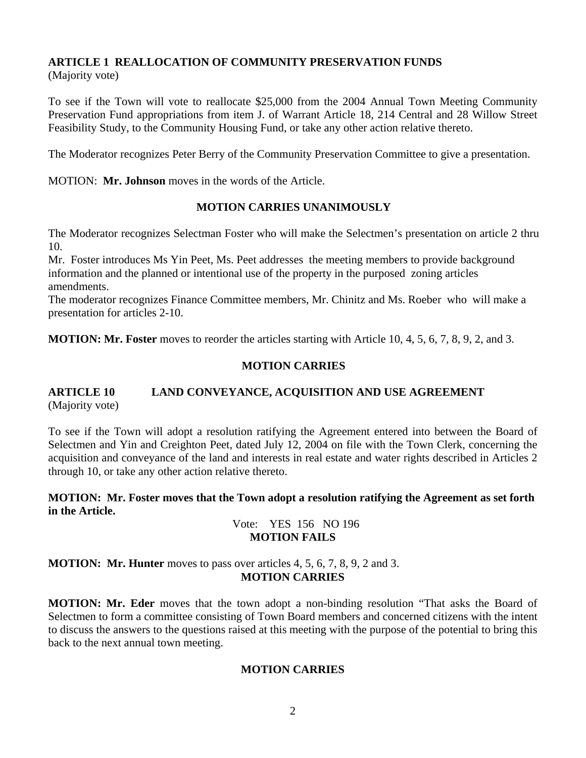**ARTICLE 1 REALLOCATION OF COMMUNITY PRESERVATION FUNDS**
(Majority vote)

To see if the Town will vote to reallocate $25,000 from the 2004 Annual Town Meeting Community Preservation Fund appropriations from item J. of Warrant Article 18, 214 Central and 28 Willow Street Feasibility Study, to the Community Housing Fund, or take any other action relative thereto.

The Moderator recognizes Peter Berry of the Community Preservation Committee to give a presentation.

MOTION: **Mr. Johnson** moves in the words of the Article.

**MOTION CARRIES UNANIMOUSLY**

The Moderator recognizes Selectman Foster who will make the Selectmen's presentation on article 2 thru 10.
Mr. Foster introduces Ms Yin Peet, Ms. Peet addresses the meeting members to provide background information and the planned or intentional use of the property in the purposed zoning articles amendments.
The moderator recognizes Finance Committee members, Mr. Chinitz and Ms. Roeber who will make a presentation for articles 2-10.

**MOTION: Mr. Foster** moves to reorder the articles starting with Article 10, 4, 5, 6, 7, 8, 9, 2, and 3.

**MOTION CARRIES**

**ARTICLE 10 LAND CONVEYANCE, ACQUISITION AND USE AGREEMENT**
(Majority vote)

To see if the Town will adopt a resolution ratifying the Agreement entered into between the Board of Selectmen and Yin and Creighton Peet, dated July 12, 2004 on file with the Town Clerk, concerning the acquisition and conveyance of the land and interests in real estate and water rights described in Articles 2 through 10, or take any other action relative thereto.

**MOTION: Mr. Foster moves that the Town adopt a resolution ratifying the Agreement as set forth in the Article.**

Vote: YES 156 NO 196
**MOTION FAILS**

**MOTION: Mr. Hunter** moves to pass over articles 4, 5, 6, 7, 8, 9, 2 and 3.
**MOTION CARRIES**

**MOTION: Mr. Eder** moves that the town adopt a non-binding resolution "That asks the Board of Selectmen to form a committee consisting of Town Board members and concerned citizens with the intent to discuss the answers to the questions raised at this meeting with the purpose of the potential to bring this back to the next annual town meeting.

**MOTION CARRIES**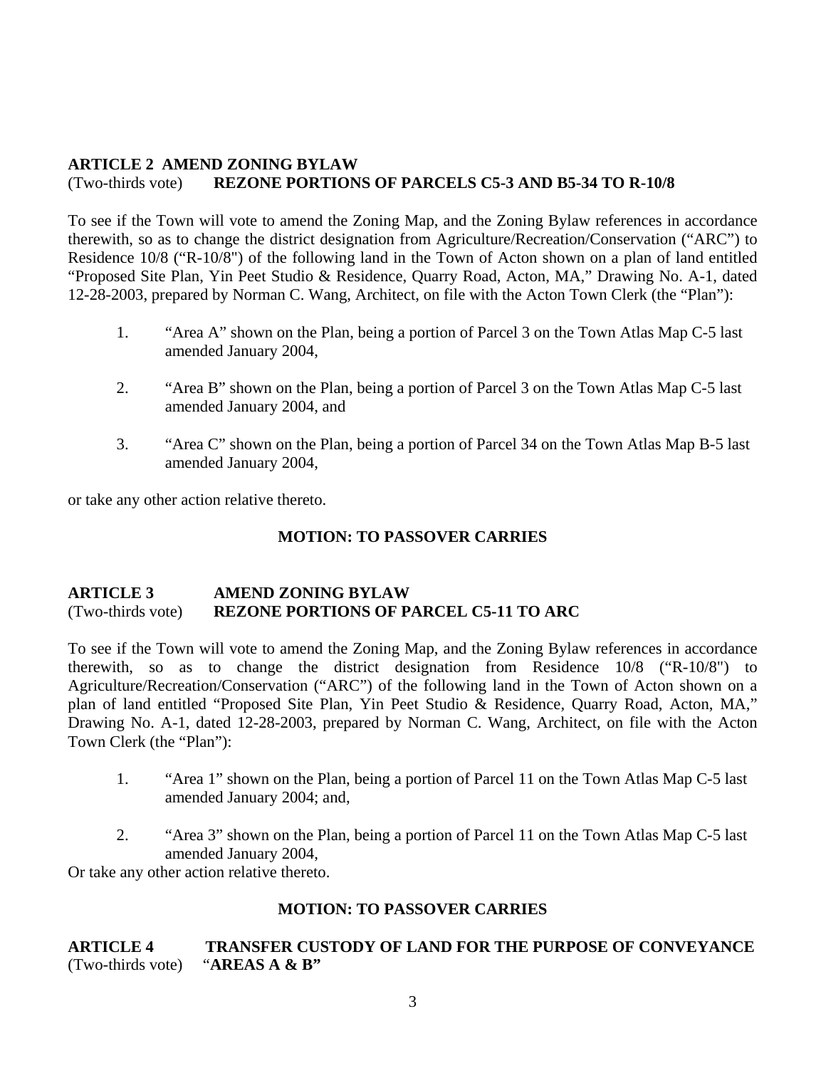**ARTICLE 2  AMEND ZONING BYLAW**
(Two-thirds vote)  **REZONE PORTIONS OF PARCELS C5-3 AND B5-34 TO R-10/8**

To see if the Town will vote to amend the Zoning Map, and the Zoning Bylaw references in accordance therewith, so as to change the district designation from Agriculture/Recreation/Conservation ("ARC") to Residence 10/8 ("R-10/8") of the following land in the Town of Acton shown on a plan of land entitled "Proposed Site Plan, Yin Peet Studio & Residence, Quarry Road, Acton, MA," Drawing No. A-1, dated 12-28-2003, prepared by Norman C. Wang, Architect, on file with the Acton Town Clerk (the "Plan"):

1. "Area A" shown on the Plan, being a portion of Parcel 3 on the Town Atlas Map C-5 last amended January 2004,

2. "Area B" shown on the Plan, being a portion of Parcel 3 on the Town Atlas Map C-5 last amended January 2004, and

3. "Area C" shown on the Plan, being a portion of Parcel 34 on the Town Atlas Map B-5 last amended January 2004,

or take any other action relative thereto.

**MOTION: TO PASSOVER CARRIES**

**ARTICLE 3  AMEND ZONING BYLAW**
(Two-thirds vote)  **REZONE PORTIONS OF PARCEL C5-11 TO ARC**

To see if the Town will vote to amend the Zoning Map, and the Zoning Bylaw references in accordance therewith, so as to change the district designation from Residence 10/8 ("R-10/8") to Agriculture/Recreation/Conservation ("ARC") of the following land in the Town of Acton shown on a plan of land entitled "Proposed Site Plan, Yin Peet Studio & Residence, Quarry Road, Acton, MA," Drawing No. A-1, dated 12-28-2003, prepared by Norman C. Wang, Architect, on file with the Acton Town Clerk (the "Plan"):

1. "Area 1" shown on the Plan, being a portion of Parcel 11 on the Town Atlas Map C-5 last amended January 2004; and,

2. "Area 3" shown on the Plan, being a portion of Parcel 11 on the Town Atlas Map C-5 last amended January 2004,

Or take any other action relative thereto.

**MOTION: TO PASSOVER CARRIES**

**ARTICLE 4  TRANSFER CUSTODY OF LAND FOR THE PURPOSE OF CONVEYANCE**
(Two-thirds vote)  "**AREAS A & B"**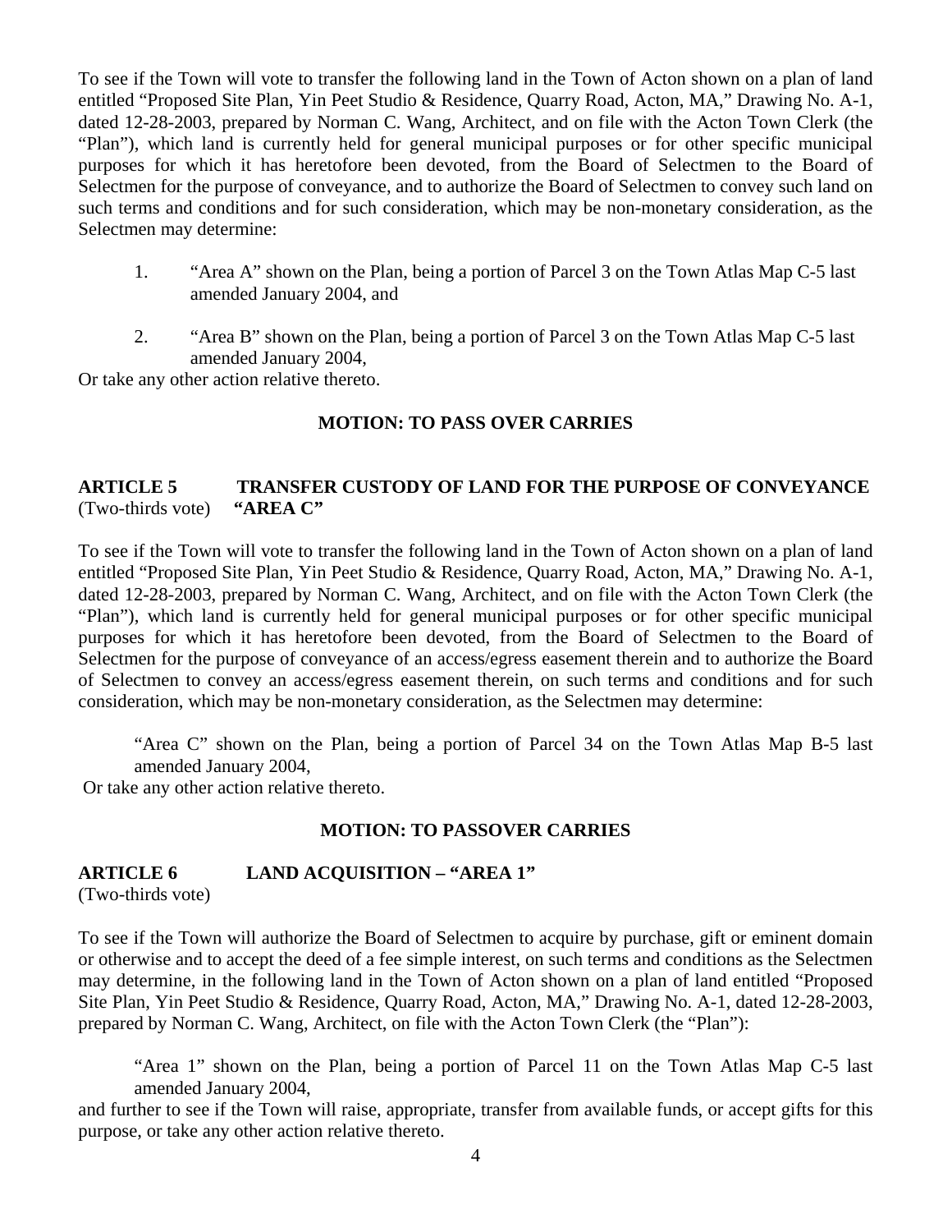To see if the Town will vote to transfer the following land in the Town of Acton shown on a plan of land entitled "Proposed Site Plan, Yin Peet Studio & Residence, Quarry Road, Acton, MA," Drawing No. A-1, dated 12-28-2003, prepared by Norman C. Wang, Architect, and on file with the Acton Town Clerk (the "Plan"), which land is currently held for general municipal purposes or for other specific municipal purposes for which it has heretofore been devoted, from the Board of Selectmen to the Board of Selectmen for the purpose of conveyance, and to authorize the Board of Selectmen to convey such land on such terms and conditions and for such consideration, which may be non-monetary consideration, as the Selectmen may determine:

1. "Area A" shown on the Plan, being a portion of Parcel 3 on the Town Atlas Map C-5 last amended January 2004, and

2. "Area B" shown on the Plan, being a portion of Parcel 3 on the Town Atlas Map C-5 last amended January 2004,

Or take any other action relative thereto.

**MOTION: TO PASS OVER CARRIES**

**ARTICLE 5 TRANSFER CUSTODY OF LAND FOR THE PURPOSE OF CONVEYANCE**
(Two-thirds vote) **"AREA C"**

To see if the Town will vote to transfer the following land in the Town of Acton shown on a plan of land entitled "Proposed Site Plan, Yin Peet Studio & Residence, Quarry Road, Acton, MA," Drawing No. A-1, dated 12-28-2003, prepared by Norman C. Wang, Architect, and on file with the Acton Town Clerk (the "Plan"), which land is currently held for general municipal purposes or for other specific municipal purposes for which it has heretofore been devoted, from the Board of Selectmen to the Board of Selectmen for the purpose of conveyance of an access/egress easement therein and to authorize the Board of Selectmen to convey an access/egress easement therein, on such terms and conditions and for such consideration, which may be non-monetary consideration, as the Selectmen may determine:

"Area C" shown on the Plan, being a portion of Parcel 34 on the Town Atlas Map B-5 last amended January 2004,

Or take any other action relative thereto.

**MOTION: TO PASSOVER CARRIES**

**ARTICLE 6 LAND ACQUISITION – "AREA 1"**
(Two-thirds vote)

To see if the Town will authorize the Board of Selectmen to acquire by purchase, gift or eminent domain or otherwise and to accept the deed of a fee simple interest, on such terms and conditions as the Selectmen may determine, in the following land in the Town of Acton shown on a plan of land entitled "Proposed Site Plan, Yin Peet Studio & Residence, Quarry Road, Acton, MA," Drawing No. A-1, dated 12-28-2003, prepared by Norman C. Wang, Architect, on file with the Acton Town Clerk (the "Plan"):

"Area 1" shown on the Plan, being a portion of Parcel 11 on the Town Atlas Map C-5 last amended January 2004,

and further to see if the Town will raise, appropriate, transfer from available funds, or accept gifts for this purpose, or take any other action relative thereto.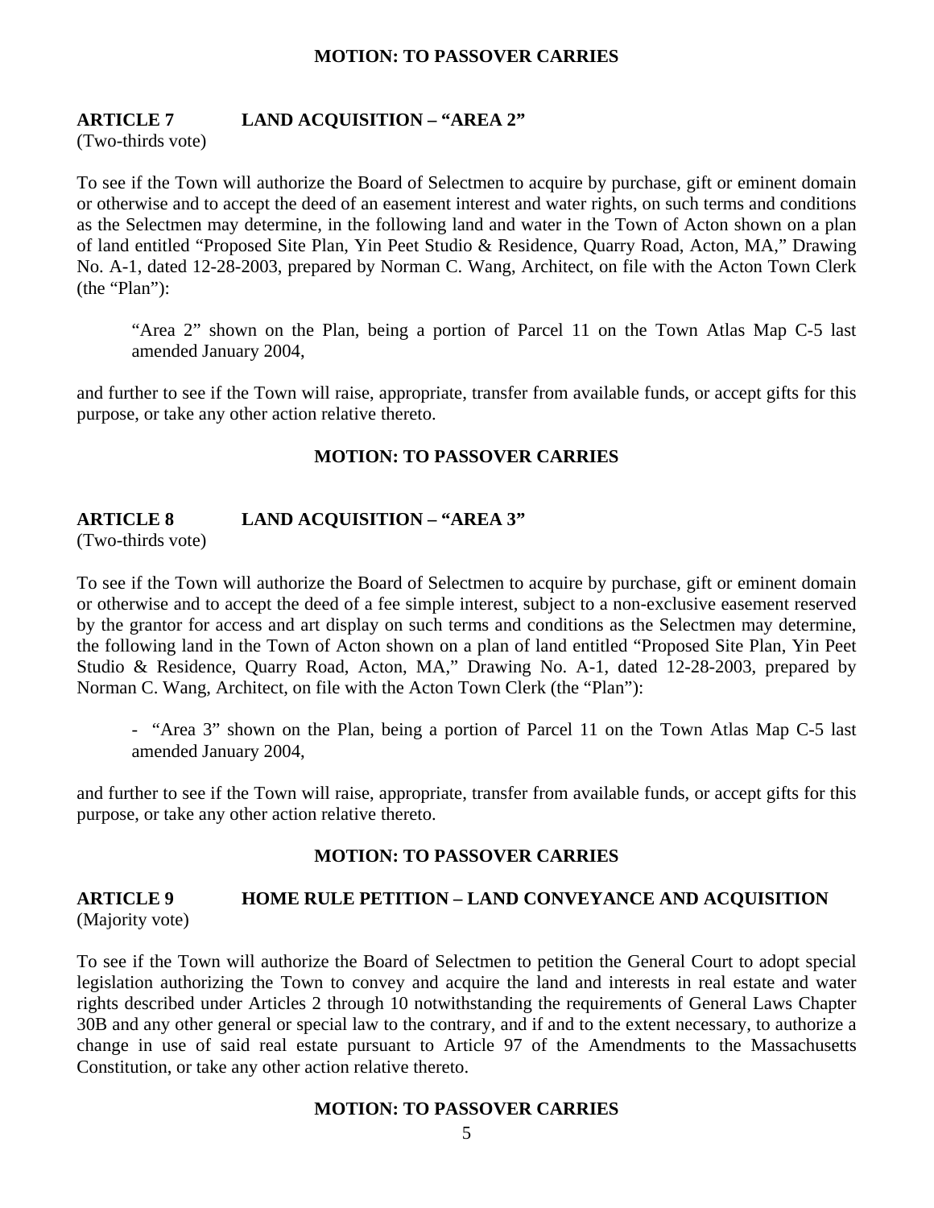**MOTION: TO PASSOVER CARRIES**

## ARTICLE 7 LAND ACQUISITION – "AREA 2"

(Two-thirds vote)

To see if the Town will authorize the Board of Selectmen to acquire by purchase, gift or eminent domain or otherwise and to accept the deed of an easement interest and water rights, on such terms and conditions as the Selectmen may determine, in the following land and water in the Town of Acton shown on a plan of land entitled "Proposed Site Plan, Yin Peet Studio & Residence, Quarry Road, Acton, MA," Drawing No. A-1, dated 12-28-2003, prepared by Norman C. Wang, Architect, on file with the Acton Town Clerk (the "Plan"):

> "Area 2" shown on the Plan, being a portion of Parcel 11 on the Town Atlas Map C-5 last amended January 2004,

and further to see if the Town will raise, appropriate, transfer from available funds, or accept gifts for this purpose, or take any other action relative thereto.

**MOTION: TO PASSOVER CARRIES**

## ARTICLE 8 LAND ACQUISITION – "AREA 3"

(Two-thirds vote)

To see if the Town will authorize the Board of Selectmen to acquire by purchase, gift or eminent domain or otherwise and to accept the deed of a fee simple interest, subject to a non-exclusive easement reserved by the grantor for access and art display on such terms and conditions as the Selectmen may determine, the following land in the Town of Acton shown on a plan of land entitled "Proposed Site Plan, Yin Peet Studio & Residence, Quarry Road, Acton, MA," Drawing No. A-1, dated 12-28-2003, prepared by Norman C. Wang, Architect, on file with the Acton Town Clerk (the "Plan"):

- "Area 3" shown on the Plan, being a portion of Parcel 11 on the Town Atlas Map C-5 last amended January 2004,

and further to see if the Town will raise, appropriate, transfer from available funds, or accept gifts for this purpose, or take any other action relative thereto.

**MOTION: TO PASSOVER CARRIES**

## ARTICLE 9 HOME RULE PETITION – LAND CONVEYANCE AND ACQUISITION

(Majority vote)

To see if the Town will authorize the Board of Selectmen to petition the General Court to adopt special legislation authorizing the Town to convey and acquire the land and interests in real estate and water rights described under Articles 2 through 10 notwithstanding the requirements of General Laws Chapter 30B and any other general or special law to the contrary, and if and to the extent necessary, to authorize a change in use of said real estate pursuant to Article 97 of the Amendments to the Massachusetts Constitution, or take any other action relative thereto.

**MOTION: TO PASSOVER CARRIES**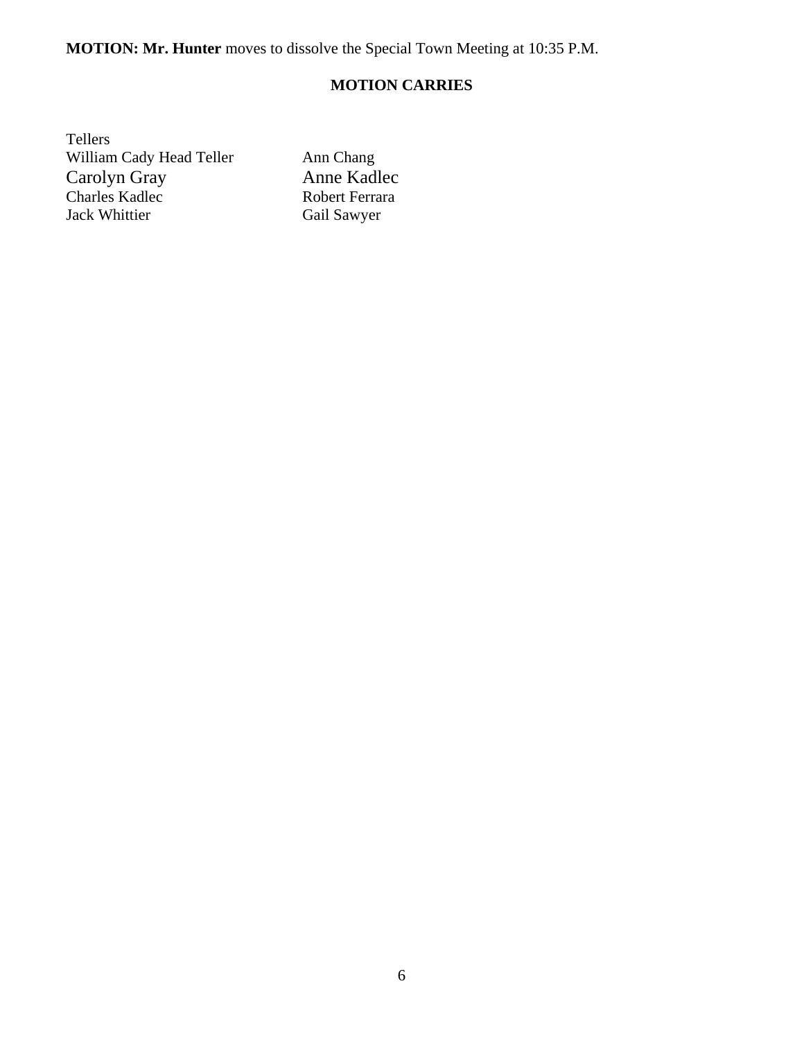**MOTION: Mr. Hunter** moves to dissolve the Special Town Meeting at 10:35 P.M.

**MOTION CARRIES**

Tellers

| | |
|---|---|
| William Cady Head Teller | Ann Chang |
| Carolyn Gray | Anne Kadlec |
| Charles Kadlec | Robert Ferrara |
| Jack Whittier | Gail Sawyer |